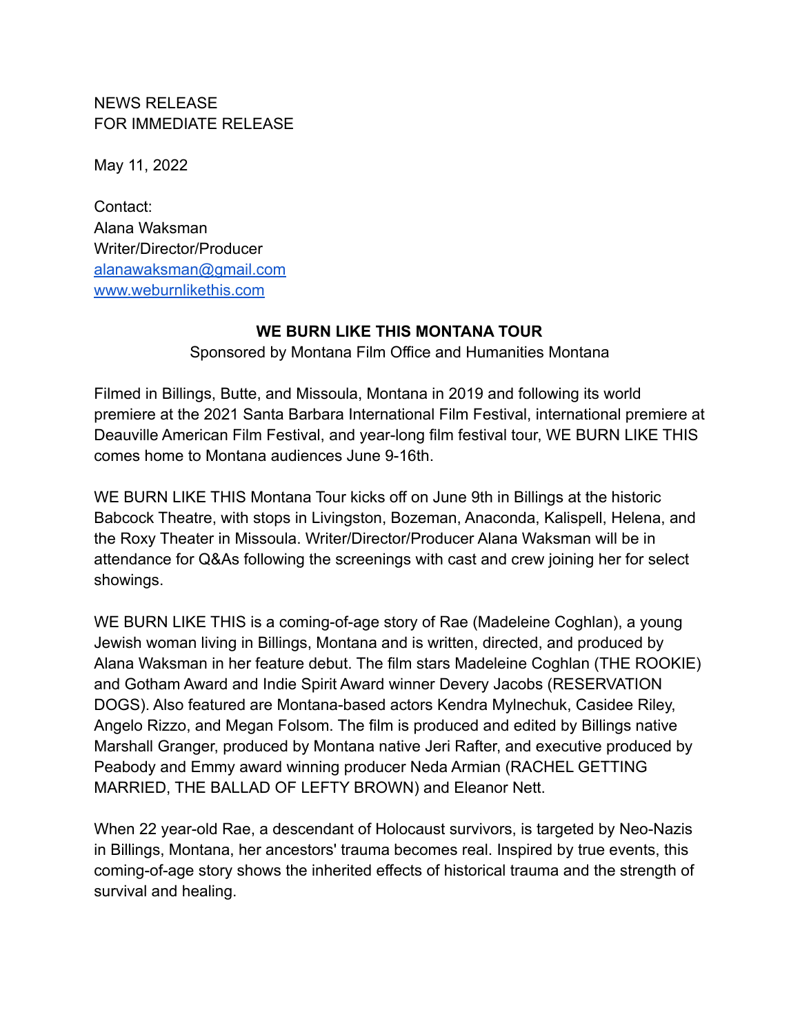NEWS RELEASE
FOR IMMEDIATE RELEASE

May 11, 2022

Contact:
Alana Waksman
Writer/Director/Producer
alanawaksman@gmail.com
www.weburnlikethis.com

**WE BURN LIKE THIS MONTANA TOUR**

Sponsored by Montana Film Office and Humanities Montana

Filmed in Billings, Butte, and Missoula, Montana in 2019 and following its world premiere at the 2021 Santa Barbara International Film Festival, international premiere at Deauville American Film Festival, and year-long film festival tour, WE BURN LIKE THIS comes home to Montana audiences June 9-16th.

WE BURN LIKE THIS Montana Tour kicks off on June 9th in Billings at the historic Babcock Theatre, with stops in Livingston, Bozeman, Anaconda, Kalispell, Helena, and the Roxy Theater in Missoula. Writer/Director/Producer Alana Waksman will be in attendance for Q&As following the screenings with cast and crew joining her for select showings.

WE BURN LIKE THIS is a coming-of-age story of Rae (Madeleine Coghlan), a young Jewish woman living in Billings, Montana and is written, directed, and produced by Alana Waksman in her feature debut. The film stars Madeleine Coghlan (THE ROOKIE) and Gotham Award and Indie Spirit Award winner Devery Jacobs (RESERVATION DOGS). Also featured are Montana-based actors Kendra Mylnechuk, Casidee Riley, Angelo Rizzo, and Megan Folsom. The film is produced and edited by Billings native Marshall Granger, produced by Montana native Jeri Rafter, and executive produced by Peabody and Emmy award winning producer Neda Armian (RACHEL GETTING MARRIED, THE BALLAD OF LEFTY BROWN) and Eleanor Nett.

When 22 year-old Rae, a descendant of Holocaust survivors, is targeted by Neo-Nazis in Billings, Montana, her ancestors' trauma becomes real. Inspired by true events, this coming-of-age story shows the inherited effects of historical trauma and the strength of survival and healing.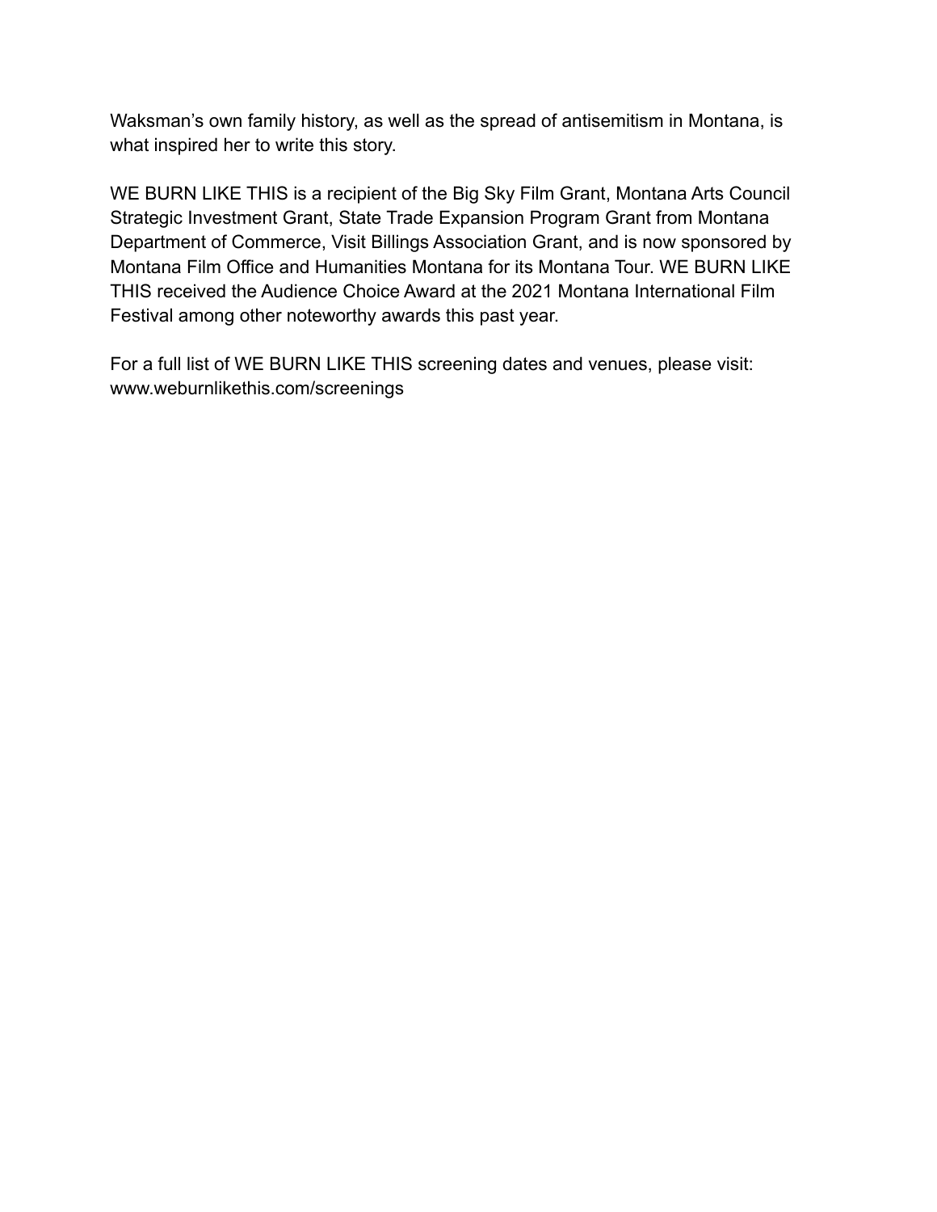Waksman's own family history, as well as the spread of antisemitism in Montana, is what inspired her to write this story.

WE BURN LIKE THIS is a recipient of the Big Sky Film Grant, Montana Arts Council Strategic Investment Grant, State Trade Expansion Program Grant from Montana Department of Commerce, Visit Billings Association Grant, and is now sponsored by Montana Film Office and Humanities Montana for its Montana Tour. WE BURN LIKE THIS received the Audience Choice Award at the 2021 Montana International Film Festival among other noteworthy awards this past year.

For a full list of WE BURN LIKE THIS screening dates and venues, please visit: www.weburnlikethis.com/screenings